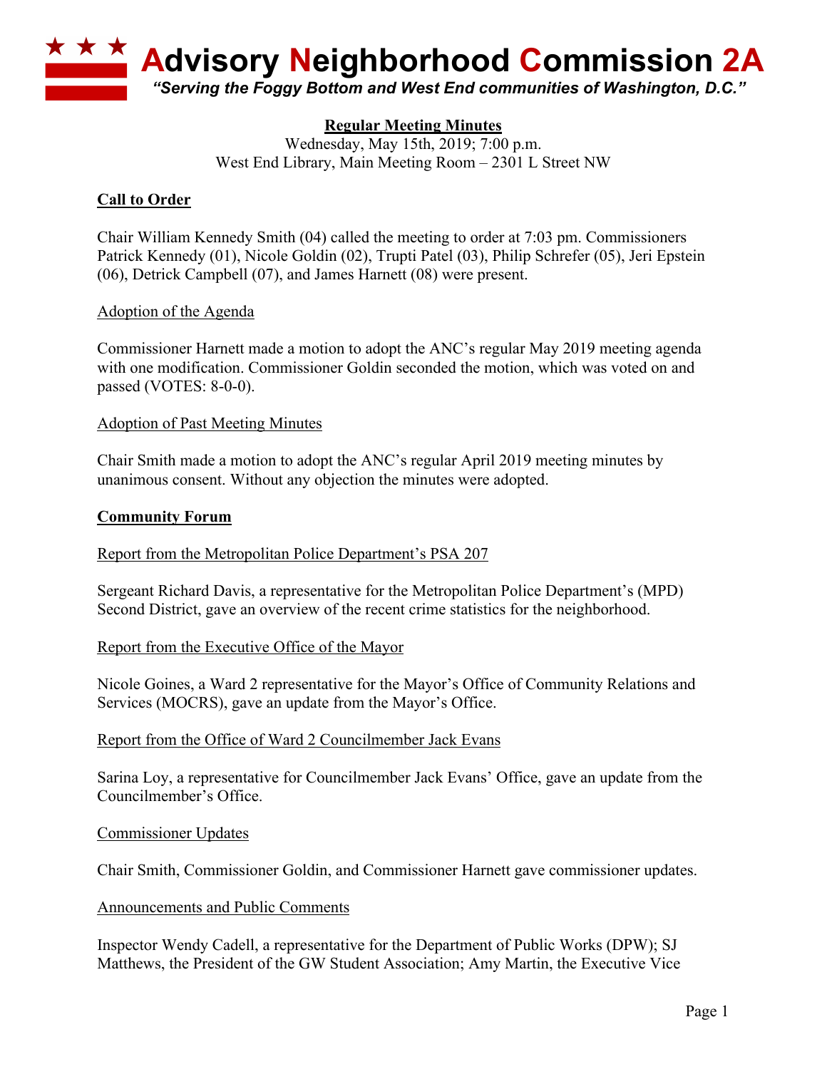# Advisory Neighborhood Commission 2A

*"Serving the Foggy Bottom and West End communities of Washington, D.C."*

**Regular Meeting Minutes**

Wednesday, May 15th, 2019; 7:00 p.m.
West End Library, Main Meeting Room – 2301 L Street NW

## Call to Order

Chair William Kennedy Smith (04) called the meeting to order at 7:03 pm. Commissioners Patrick Kennedy (01), Nicole Goldin (02), Trupti Patel (03), Philip Schrefer (05), Jeri Epstein (06), Detrick Campbell (07), and James Harnett (08) were present.

### Adoption of the Agenda

Commissioner Harnett made a motion to adopt the ANC's regular May 2019 meeting agenda with one modification. Commissioner Goldin seconded the motion, which was voted on and passed (VOTES: 8-0-0).

### Adoption of Past Meeting Minutes

Chair Smith made a motion to adopt the ANC's regular April 2019 meeting minutes by unanimous consent. Without any objection the minutes were adopted.

## Community Forum

### Report from the Metropolitan Police Department's PSA 207

Sergeant Richard Davis, a representative for the Metropolitan Police Department's (MPD) Second District, gave an overview of the recent crime statistics for the neighborhood.

### Report from the Executive Office of the Mayor

Nicole Goines, a Ward 2 representative for the Mayor's Office of Community Relations and Services (MOCRS), gave an update from the Mayor's Office.

### Report from the Office of Ward 2 Councilmember Jack Evans

Sarina Loy, a representative for Councilmember Jack Evans' Office, gave an update from the Councilmember's Office.

### Commissioner Updates

Chair Smith, Commissioner Goldin, and Commissioner Harnett gave commissioner updates.

### Announcements and Public Comments

Inspector Wendy Cadell, a representative for the Department of Public Works (DPW); SJ Matthews, the President of the GW Student Association; Amy Martin, the Executive Vice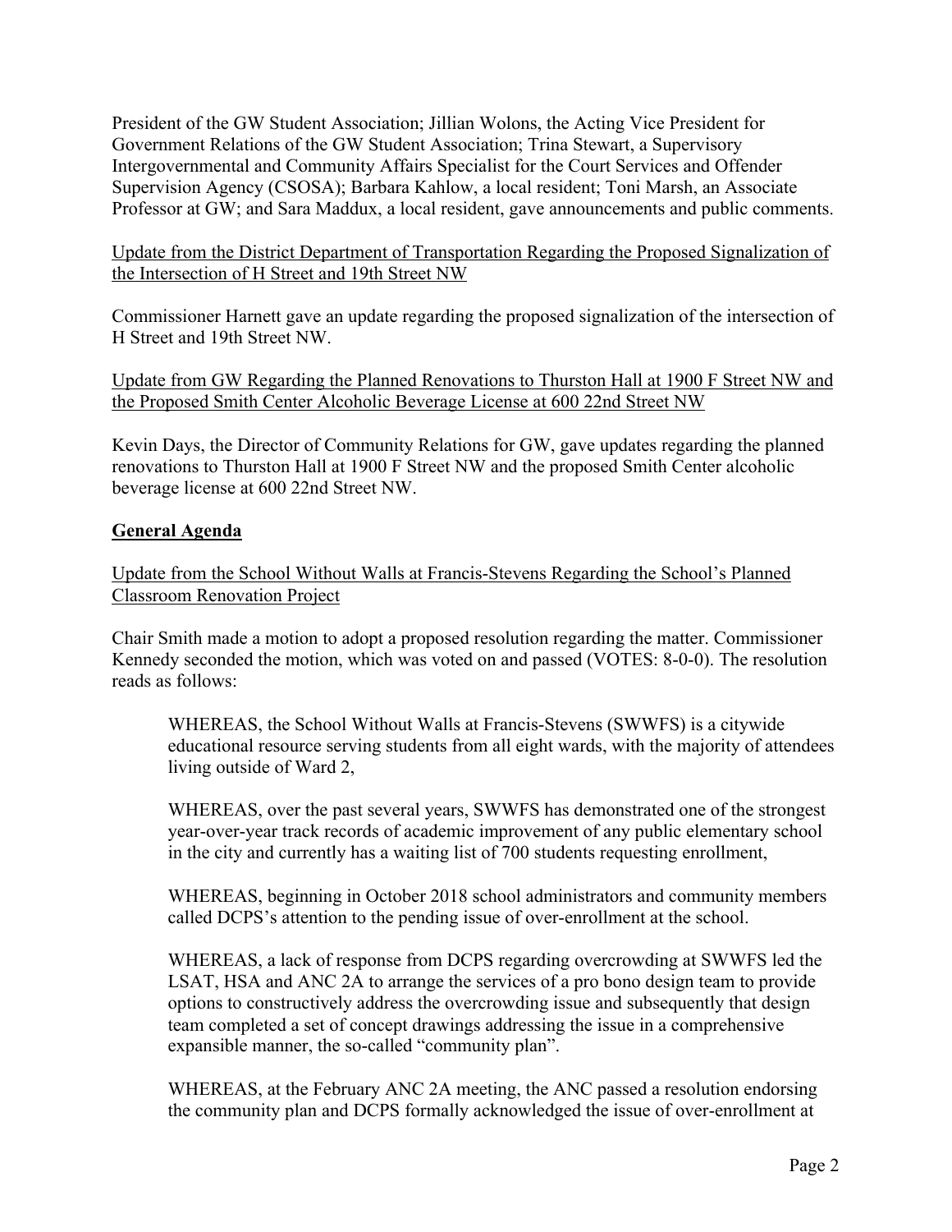President of the GW Student Association; Jillian Wolons, the Acting Vice President for Government Relations of the GW Student Association; Trina Stewart, a Supervisory Intergovernmental and Community Affairs Specialist for the Court Services and Offender Supervision Agency (CSOSA); Barbara Kahlow, a local resident; Toni Marsh, an Associate Professor at GW; and Sara Maddux, a local resident, gave announcements and public comments.

<u>Update from the District Department of Transportation Regarding the Proposed Signalization of the Intersection of H Street and 19th Street NW</u>

Commissioner Harnett gave an update regarding the proposed signalization of the intersection of H Street and 19th Street NW.

<u>Update from GW Regarding the Planned Renovations to Thurston Hall at 1900 F Street NW and the Proposed Smith Center Alcoholic Beverage License at 600 22nd Street NW</u>

Kevin Days, the Director of Community Relations for GW, gave updates regarding the planned renovations to Thurston Hall at 1900 F Street NW and the proposed Smith Center alcoholic beverage license at 600 22nd Street NW.

## General Agenda

<u>Update from the School Without Walls at Francis-Stevens Regarding the School's Planned Classroom Renovation Project</u>

Chair Smith made a motion to adopt a proposed resolution regarding the matter. Commissioner Kennedy seconded the motion, which was voted on and passed (VOTES: 8-0-0). The resolution reads as follows:

> WHEREAS, the School Without Walls at Francis-Stevens (SWWFS) is a citywide educational resource serving students from all eight wards, with the majority of attendees living outside of Ward 2,
>
> WHEREAS, over the past several years, SWWFS has demonstrated one of the strongest year-over-year track records of academic improvement of any public elementary school in the city and currently has a waiting list of 700 students requesting enrollment,
>
> WHEREAS, beginning in October 2018 school administrators and community members called DCPS's attention to the pending issue of over-enrollment at the school.
>
> WHEREAS, a lack of response from DCPS regarding overcrowding at SWWFS led the LSAT, HSA and ANC 2A to arrange the services of a pro bono design team to provide options to constructively address the overcrowding issue and subsequently that design team completed a set of concept drawings addressing the issue in a comprehensive expansible manner, the so-called "community plan".
>
> WHEREAS, at the February ANC 2A meeting, the ANC passed a resolution endorsing the community plan and DCPS formally acknowledged the issue of over-enrollment at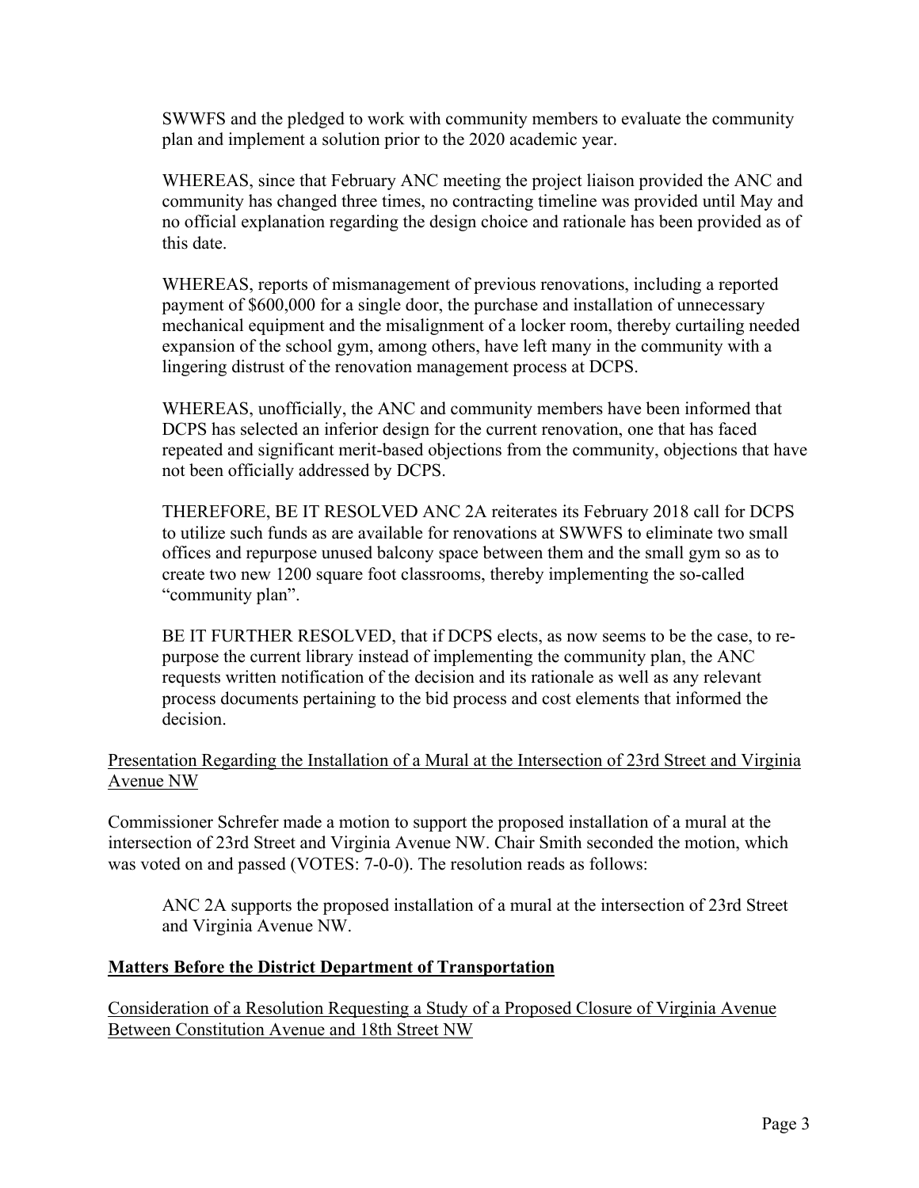SWWFS and the pledged to work with community members to evaluate the community plan and implement a solution prior to the 2020 academic year.

WHEREAS, since that February ANC meeting the project liaison provided the ANC and community has changed three times, no contracting timeline was provided until May and no official explanation regarding the design choice and rationale has been provided as of this date.

WHEREAS, reports of mismanagement of previous renovations, including a reported payment of $600,000 for a single door, the purchase and installation of unnecessary mechanical equipment and the misalignment of a locker room, thereby curtailing needed expansion of the school gym, among others, have left many in the community with a lingering distrust of the renovation management process at DCPS.

WHEREAS, unofficially, the ANC and community members have been informed that DCPS has selected an inferior design for the current renovation, one that has faced repeated and significant merit-based objections from the community, objections that have not been officially addressed by DCPS.

THEREFORE, BE IT RESOLVED ANC 2A reiterates its February 2018 call for DCPS to utilize such funds as are available for renovations at SWWFS to eliminate two small offices and repurpose unused balcony space between them and the small gym so as to create two new 1200 square foot classrooms, thereby implementing the so-called "community plan".

BE IT FURTHER RESOLVED, that if DCPS elects, as now seems to be the case, to re-purpose the current library instead of implementing the community plan, the ANC requests written notification of the decision and its rationale as well as any relevant process documents pertaining to the bid process and cost elements that informed the decision.

Presentation Regarding the Installation of a Mural at the Intersection of 23rd Street and Virginia Avenue NW

Commissioner Schrefer made a motion to support the proposed installation of a mural at the intersection of 23rd Street and Virginia Avenue NW. Chair Smith seconded the motion, which was voted on and passed (VOTES: 7-0-0). The resolution reads as follows:

ANC 2A supports the proposed installation of a mural at the intersection of 23rd Street and Virginia Avenue NW.

**Matters Before the District Department of Transportation**

Consideration of a Resolution Requesting a Study of a Proposed Closure of Virginia Avenue Between Constitution Avenue and 18th Street NW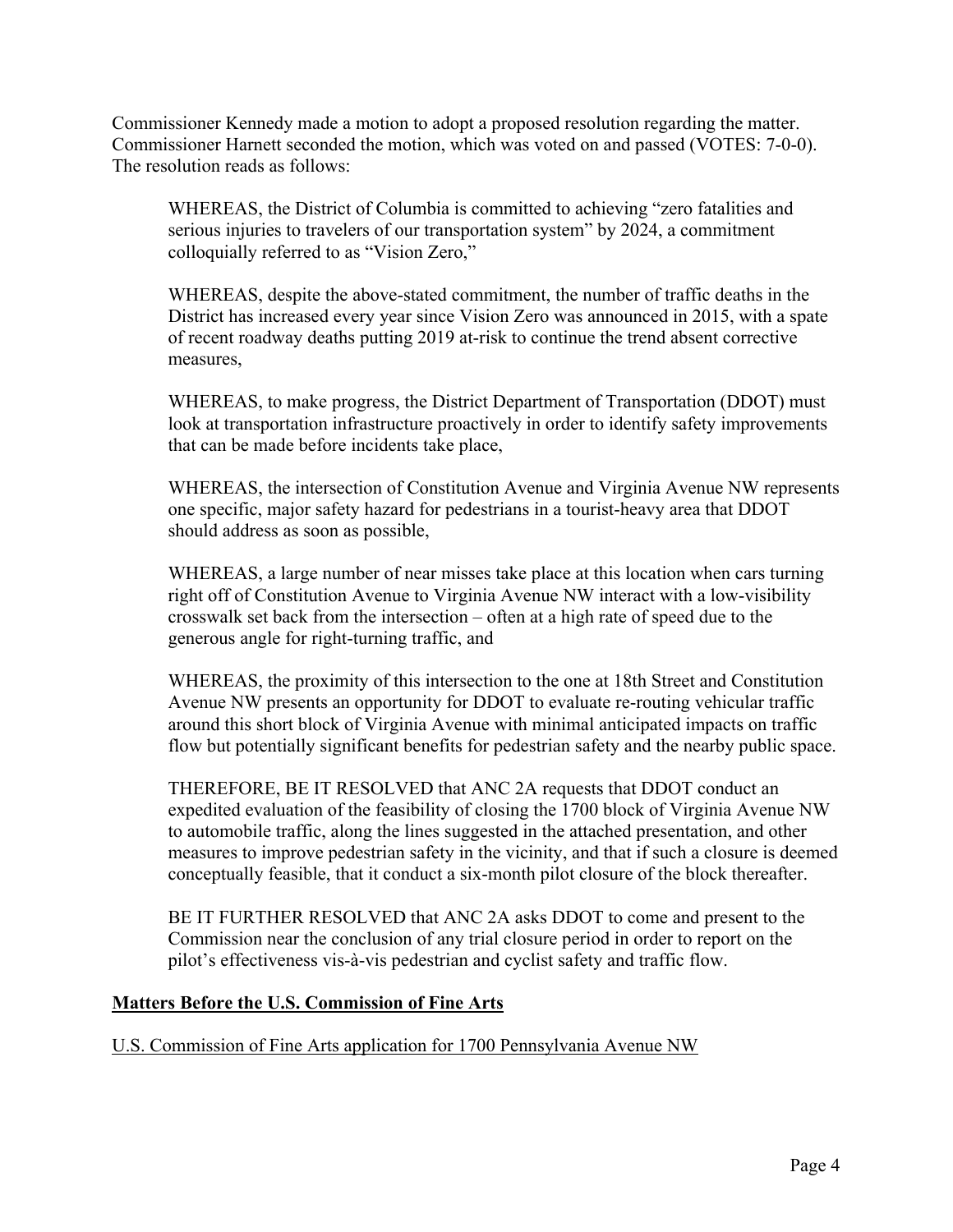Commissioner Kennedy made a motion to adopt a proposed resolution regarding the matter. Commissioner Harnett seconded the motion, which was voted on and passed (VOTES: 7-0-0). The resolution reads as follows:

> WHEREAS, the District of Columbia is committed to achieving "zero fatalities and serious injuries to travelers of our transportation system" by 2024, a commitment colloquially referred to as "Vision Zero,"
>
> WHEREAS, despite the above-stated commitment, the number of traffic deaths in the District has increased every year since Vision Zero was announced in 2015, with a spate of recent roadway deaths putting 2019 at-risk to continue the trend absent corrective measures,
>
> WHEREAS, to make progress, the District Department of Transportation (DDOT) must look at transportation infrastructure proactively in order to identify safety improvements that can be made before incidents take place,
>
> WHEREAS, the intersection of Constitution Avenue and Virginia Avenue NW represents one specific, major safety hazard for pedestrians in a tourist-heavy area that DDOT should address as soon as possible,
>
> WHEREAS, a large number of near misses take place at this location when cars turning right off of Constitution Avenue to Virginia Avenue NW interact with a low-visibility crosswalk set back from the intersection – often at a high rate of speed due to the generous angle for right-turning traffic, and
>
> WHEREAS, the proximity of this intersection to the one at 18th Street and Constitution Avenue NW presents an opportunity for DDOT to evaluate re-routing vehicular traffic around this short block of Virginia Avenue with minimal anticipated impacts on traffic flow but potentially significant benefits for pedestrian safety and the nearby public space.
>
> THEREFORE, BE IT RESOLVED that ANC 2A requests that DDOT conduct an expedited evaluation of the feasibility of closing the 1700 block of Virginia Avenue NW to automobile traffic, along the lines suggested in the attached presentation, and other measures to improve pedestrian safety in the vicinity, and that if such a closure is deemed conceptually feasible, that it conduct a six-month pilot closure of the block thereafter.
>
> BE IT FURTHER RESOLVED that ANC 2A asks DDOT to come and present to the Commission near the conclusion of any trial closure period in order to report on the pilot's effectiveness vis-à-vis pedestrian and cyclist safety and traffic flow.

## Matters Before the U.S. Commission of Fine Arts

U.S. Commission of Fine Arts application for 1700 Pennsylvania Avenue NW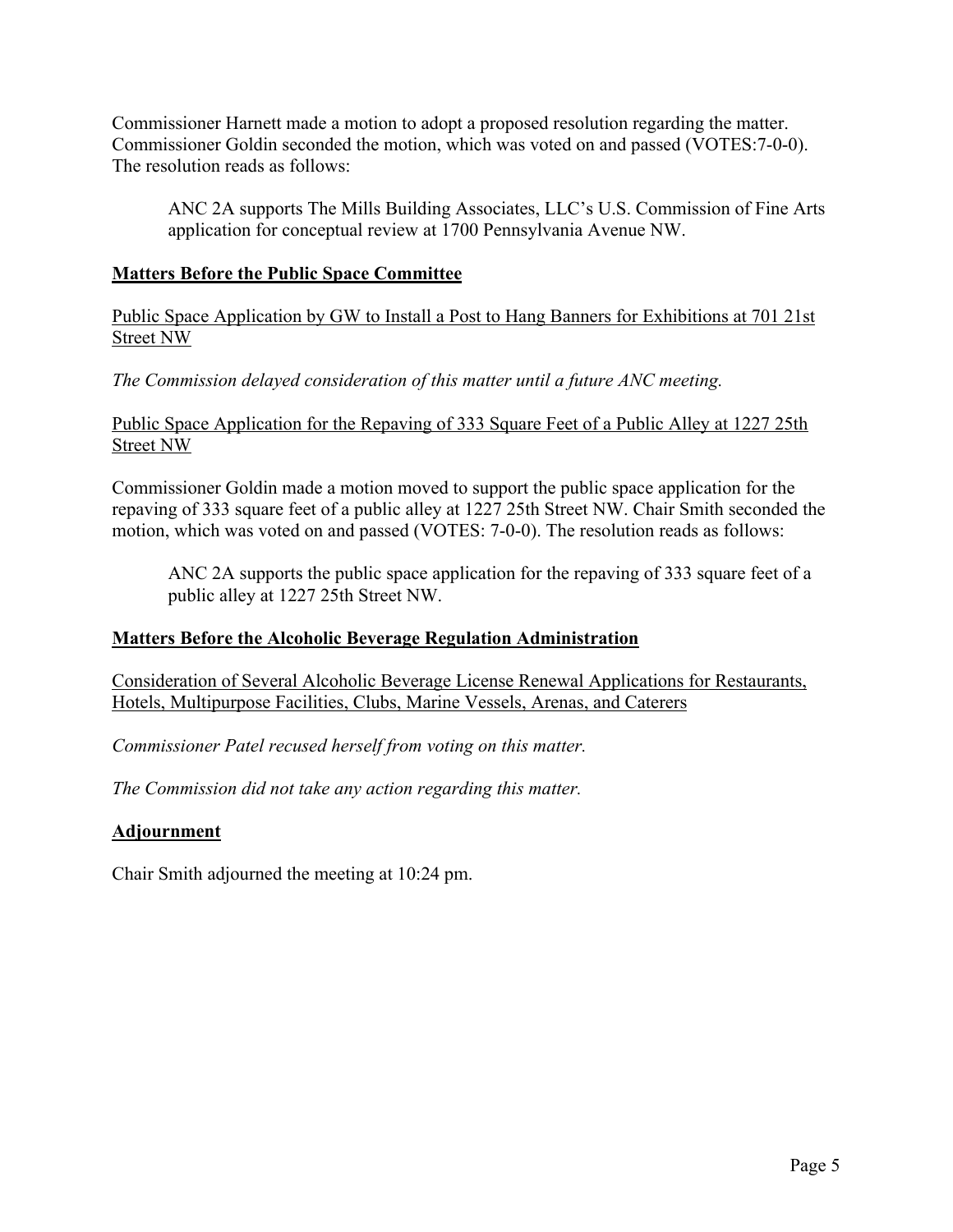Commissioner Harnett made a motion to adopt a proposed resolution regarding the matter. Commissioner Goldin seconded the motion, which was voted on and passed (VOTES:7-0-0). The resolution reads as follows:

> ANC 2A supports The Mills Building Associates, LLC's U.S. Commission of Fine Arts application for conceptual review at 1700 Pennsylvania Avenue NW.

## Matters Before the Public Space Committee

Public Space Application by GW to Install a Post to Hang Banners for Exhibitions at 701 21st Street NW

*The Commission delayed consideration of this matter until a future ANC meeting.*

Public Space Application for the Repaving of 333 Square Feet of a Public Alley at 1227 25th Street NW

Commissioner Goldin made a motion moved to support the public space application for the repaving of 333 square feet of a public alley at 1227 25th Street NW. Chair Smith seconded the motion, which was voted on and passed (VOTES: 7-0-0). The resolution reads as follows:

> ANC 2A supports the public space application for the repaving of 333 square feet of a public alley at 1227 25th Street NW.

## Matters Before the Alcoholic Beverage Regulation Administration

Consideration of Several Alcoholic Beverage License Renewal Applications for Restaurants, Hotels, Multipurpose Facilities, Clubs, Marine Vessels, Arenas, and Caterers

*Commissioner Patel recused herself from voting on this matter.*

*The Commission did not take any action regarding this matter.*

## Adjournment

Chair Smith adjourned the meeting at 10:24 pm.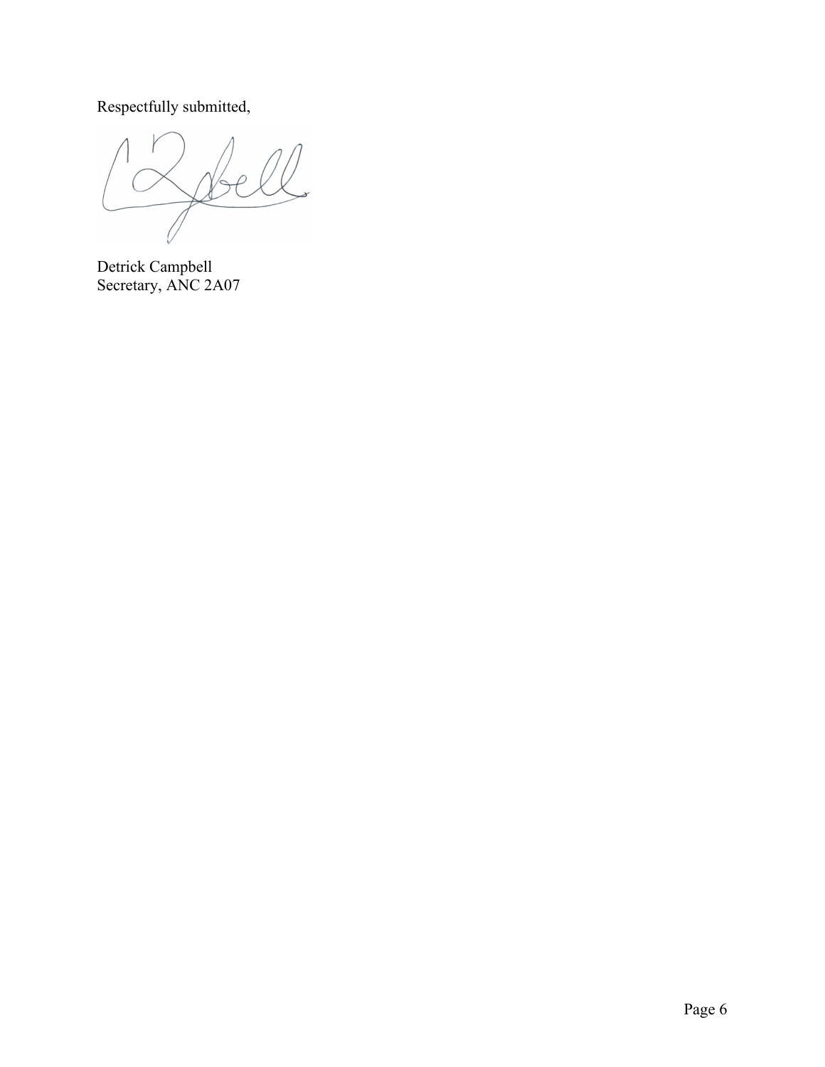Respectfully submitted,

Detrick Campbell
Secretary, ANC 2A07